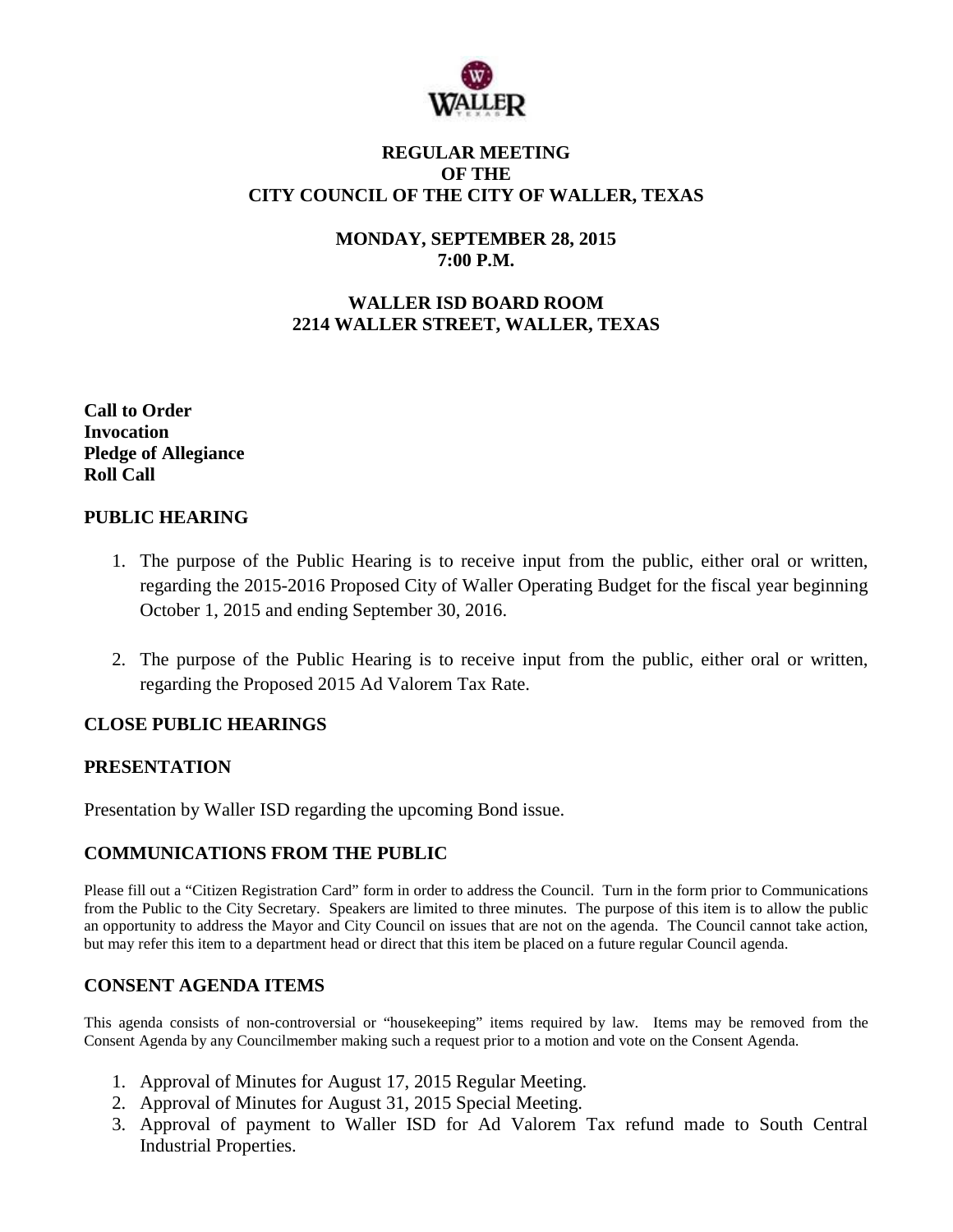# REGULAR MEETING
# OF THE
# CITY COUNCIL OF THE CITY OF WALLER, TEXAS

**MONDAY, SEPTEMBER 28, 2015**
**7:00 P.M.**

**WALLER ISD BOARD ROOM**
**2214 WALLER STREET, WALLER, TEXAS**

**Call to Order**
**Invocation**
**Pledge of Allegiance**
**Roll Call**

## PUBLIC HEARING

1. The purpose of the Public Hearing is to receive input from the public, either oral or written, regarding the 2015-2016 Proposed City of Waller Operating Budget for the fiscal year beginning October 1, 2015 and ending September 30, 2016.

2. The purpose of the Public Hearing is to receive input from the public, either oral or written, regarding the Proposed 2015 Ad Valorem Tax Rate.

## CLOSE PUBLIC HEARINGS

## PRESENTATION

Presentation by Waller ISD regarding the upcoming Bond issue.

## COMMUNICATIONS FROM THE PUBLIC

Please fill out a "Citizen Registration Card" form in order to address the Council. Turn in the form prior to Communications from the Public to the City Secretary. Speakers are limited to three minutes. The purpose of this item is to allow the public an opportunity to address the Mayor and City Council on issues that are not on the agenda. The Council cannot take action, but may refer this item to a department head or direct that this item be placed on a future regular Council agenda.

## CONSENT AGENDA ITEMS

This agenda consists of non-controversial or "housekeeping" items required by law. Items may be removed from the Consent Agenda by any Councilmember making such a request prior to a motion and vote on the Consent Agenda.

1. Approval of Minutes for August 17, 2015 Regular Meeting.
2. Approval of Minutes for August 31, 2015 Special Meeting.
3. Approval of payment to Waller ISD for Ad Valorem Tax refund made to South Central Industrial Properties.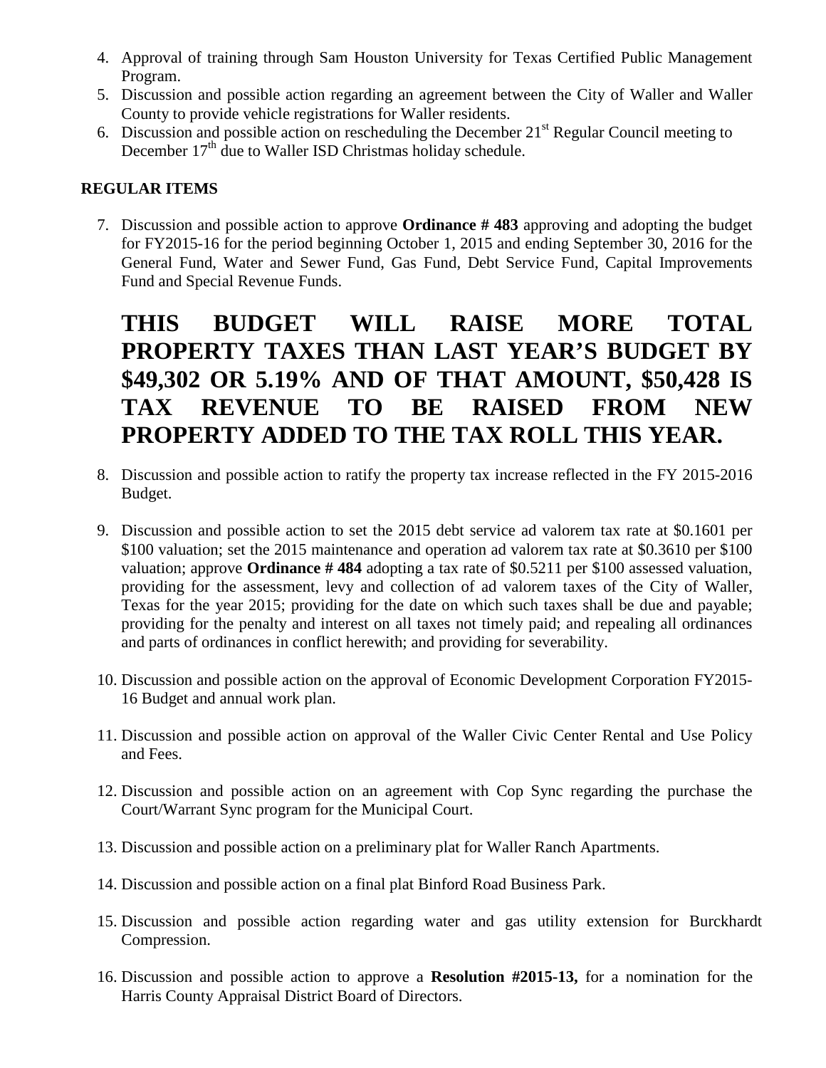4. Approval of training through Sam Houston University for Texas Certified Public Management Program.
5. Discussion and possible action regarding an agreement between the City of Waller and Waller County to provide vehicle registrations for Waller residents.
6. Discussion and possible action on rescheduling the December 21st Regular Council meeting to December 17th due to Waller ISD Christmas holiday schedule.

**REGULAR ITEMS**

7. Discussion and possible action to approve **Ordinance # 483** approving and adopting the budget for FY2015-16 for the period beginning October 1, 2015 and ending September 30, 2016 for the General Fund, Water and Sewer Fund, Gas Fund, Debt Service Fund, Capital Improvements Fund and Special Revenue Funds.

   **THIS BUDGET WILL RAISE MORE TOTAL PROPERTY TAXES THAN LAST YEAR'S BUDGET BY $49,302 OR 5.19% AND OF THAT AMOUNT, $50,428 IS TAX REVENUE TO BE RAISED FROM NEW PROPERTY ADDED TO THE TAX ROLL THIS YEAR.**

8. Discussion and possible action to ratify the property tax increase reflected in the FY 2015-2016 Budget.

9. Discussion and possible action to set the 2015 debt service ad valorem tax rate at $0.1601 per $100 valuation; set the 2015 maintenance and operation ad valorem tax rate at $0.3610 per $100 valuation; approve **Ordinance # 484** adopting a tax rate of $0.5211 per $100 assessed valuation, providing for the assessment, levy and collection of ad valorem taxes of the City of Waller, Texas for the year 2015; providing for the date on which such taxes shall be due and payable; providing for the penalty and interest on all taxes not timely paid; and repealing all ordinances and parts of ordinances in conflict herewith; and providing for severability.

10. Discussion and possible action on the approval of Economic Development Corporation FY2015-16 Budget and annual work plan.

11. Discussion and possible action on approval of the Waller Civic Center Rental and Use Policy and Fees.

12. Discussion and possible action on an agreement with Cop Sync regarding the purchase the Court/Warrant Sync program for the Municipal Court.

13. Discussion and possible action on a preliminary plat for Waller Ranch Apartments.

14. Discussion and possible action on a final plat Binford Road Business Park.

15. Discussion and possible action regarding water and gas utility extension for Burckhardt Compression.

16. Discussion and possible action to approve a **Resolution #2015-13,** for a nomination for the Harris County Appraisal District Board of Directors.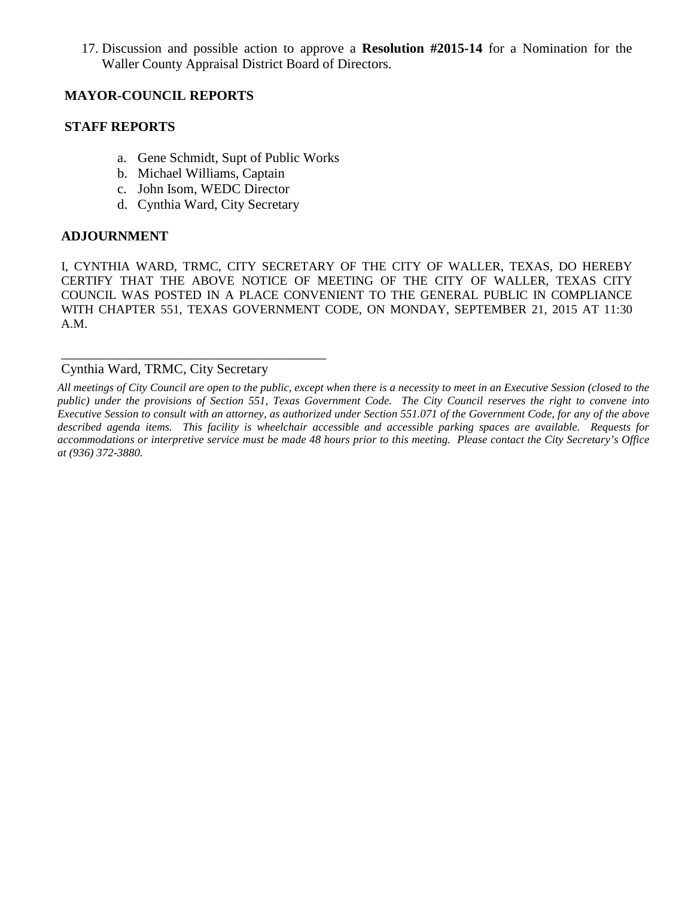17. Discussion and possible action to approve a **Resolution #2015-14** for a Nomination for the Waller County Appraisal District Board of Directors.

**MAYOR-COUNCIL REPORTS**

**STAFF REPORTS**

a. Gene Schmidt, Supt of Public Works
b. Michael Williams, Captain
c. John Isom, WEDC Director
d. Cynthia Ward, City Secretary

**ADJOURNMENT**

I, CYNTHIA WARD, TRMC, CITY SECRETARY OF THE CITY OF WALLER, TEXAS, DO HEREBY CERTIFY THAT THE ABOVE NOTICE OF MEETING OF THE CITY OF WALLER, TEXAS CITY COUNCIL WAS POSTED IN A PLACE CONVENIENT TO THE GENERAL PUBLIC IN COMPLIANCE WITH CHAPTER 551, TEXAS GOVERNMENT CODE, ON MONDAY, SEPTEMBER 21, 2015 AT 11:30 A.M.

\_\_\_\_\_\_\_\_\_\_\_\_\_\_\_\_\_\_\_\_\_\_\_\_\_\_\_\_\_\_\_\_\_\_\_\_\_\_\_\_

Cynthia Ward, TRMC, City Secretary

*All meetings of City Council are open to the public, except when there is a necessity to meet in an Executive Session (closed to the public) under the provisions of Section 551, Texas Government Code. The City Council reserves the right to convene into Executive Session to consult with an attorney, as authorized under Section 551.071 of the Government Code, for any of the above described agenda items. This facility is wheelchair accessible and accessible parking spaces are available. Requests for accommodations or interpretive service must be made 48 hours prior to this meeting. Please contact the City Secretary's Office at (936) 372-3880.*